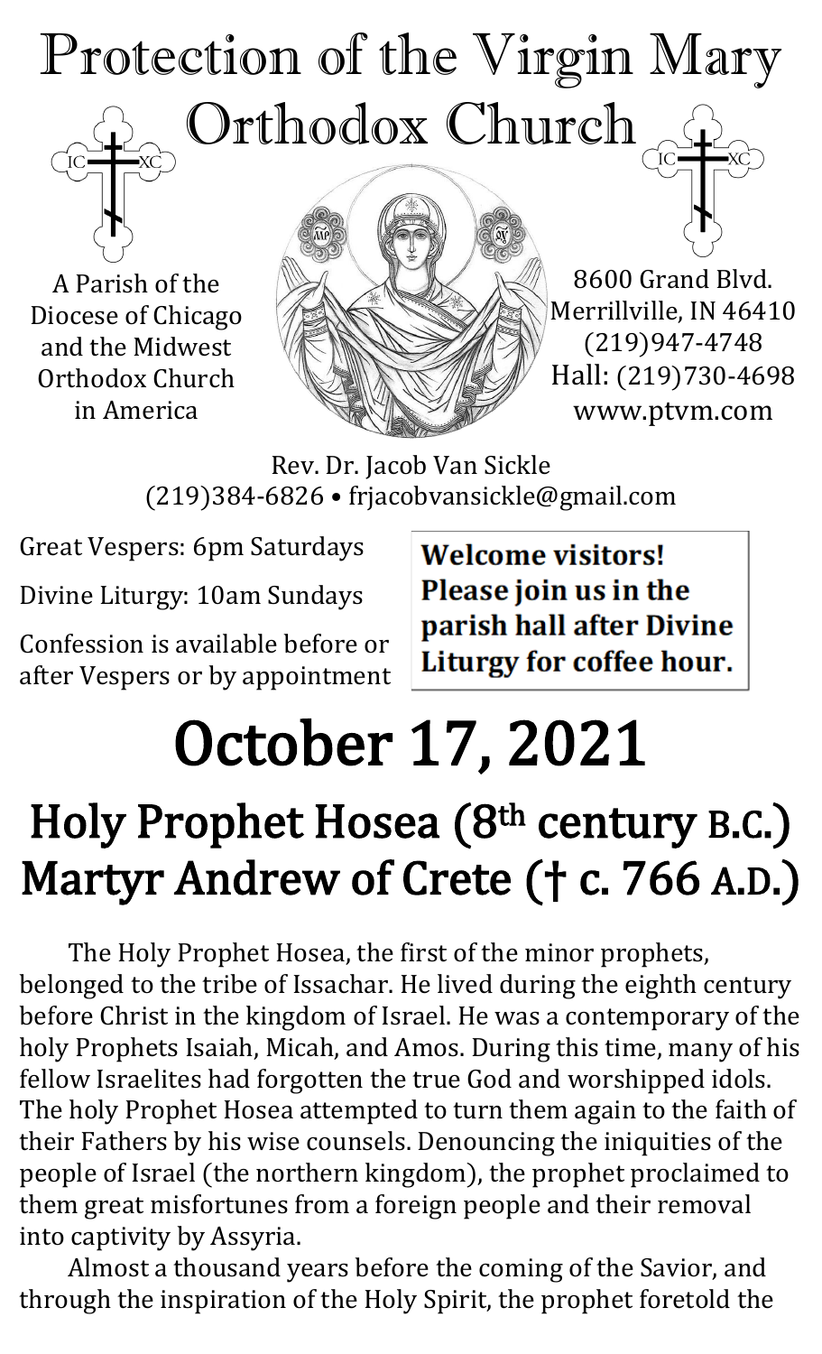# Protection of the Virgin Mary Orthodox Church

A Parish of the Diocese of Chicago and the Midwest Orthodox Church in America

8600 Grand Blvd.
Merrillville, IN 46410
(219)947-4748
Hall: (219)730-4698
www.ptvm.com

Rev. Dr. Jacob Van Sickle
(219)384-6826 • frjacobvansickle@gmail.com

Great Vespers: 6pm Saturdays

Divine Liturgy: 10am Sundays

Confession is available before or after Vespers or by appointment

**Welcome visitors! Please join us in the parish hall after Divine Liturgy for coffee hour.**

# October 17, 2021

## Holy Prophet Hosea (8th century B.C.)
## Martyr Andrew of Crete († c. 766 A.D.)

The Holy Prophet Hosea, the first of the minor prophets, belonged to the tribe of Issachar. He lived during the eighth century before Christ in the kingdom of Israel. He was a contemporary of the holy Prophets Isaiah, Micah, and Amos. During this time, many of his fellow Israelites had forgotten the true God and worshipped idols. The holy Prophet Hosea attempted to turn them again to the faith of their Fathers by his wise counsels. Denouncing the iniquities of the people of Israel (the northern kingdom), the prophet proclaimed to them great misfortunes from a foreign people and their removal into captivity by Assyria.

Almost a thousand years before the coming of the Savior, and through the inspiration of the Holy Spirit, the prophet foretold the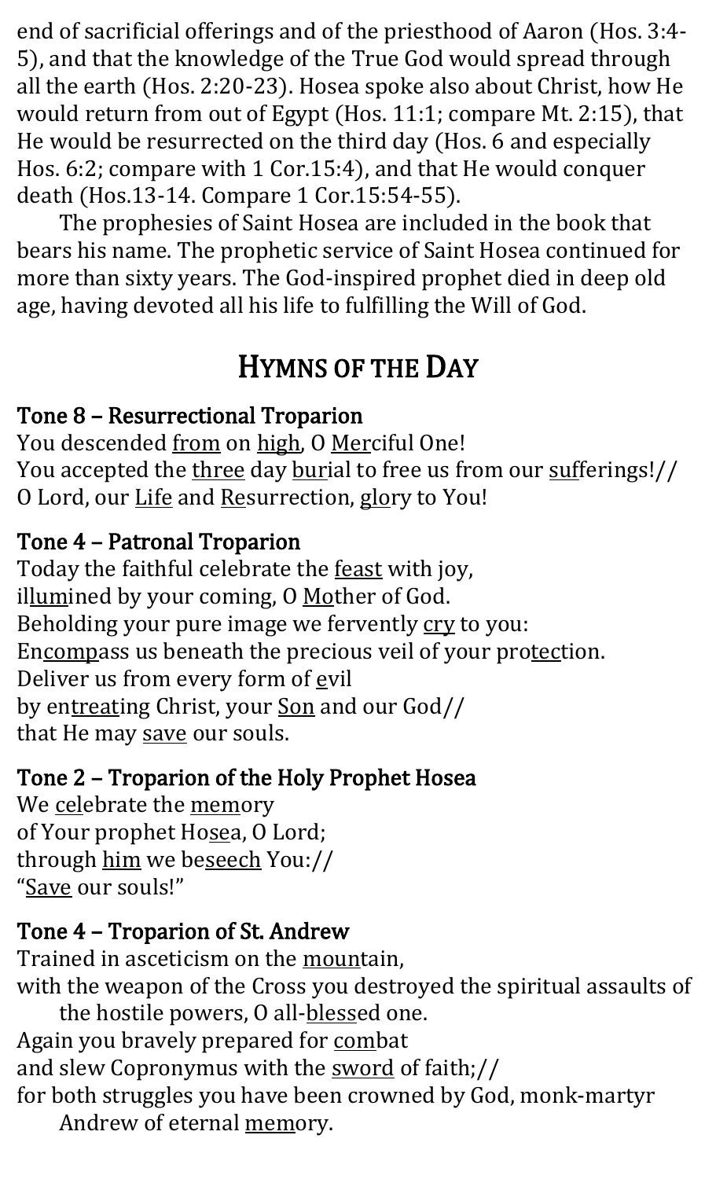end of sacrificial offerings and of the priesthood of Aaron (Hos. 3:4-5), and that the knowledge of the True God would spread through all the earth (Hos. 2:20-23). Hosea spoke also about Christ, how He would return from out of Egypt (Hos. 11:1; compare Mt. 2:15), that He would be resurrected on the third day (Hos. 6 and especially Hos. 6:2; compare with 1 Cor.15:4), and that He would conquer death (Hos.13-14. Compare 1 Cor.15:54-55).

The prophesies of Saint Hosea are included in the book that bears his name. The prophetic service of Saint Hosea continued for more than sixty years. The God-inspired prophet died in deep old age, having devoted all his life to fulfilling the Will of God.

## HYMNS OF THE DAY

**Tone 8 – Resurrectional Troparion**

You descended from on high, O Merciful One!
You accepted the three day burial to free us from our sufferings!//
O Lord, our Life and Resurrection, glory to You!

**Tone 4 – Patronal Troparion**

Today the faithful celebrate the feast with joy,
illumined by your coming, O Mother of God.
Beholding your pure image we fervently cry to you:
Encompass us beneath the precious veil of your protection.
Deliver us from every form of evil
by entreating Christ, your Son and our God//
that He may save our souls.

**Tone 2 – Troparion of the Holy Prophet Hosea**

We celebrate the memory
of Your prophet Hosea, O Lord;
through him we beseech You://
"Save our souls!"

**Tone 4 – Troparion of St. Andrew**

Trained in asceticism on the mountain,
with the weapon of the Cross you destroyed the spiritual assaults of the hostile powers, O all-blessed one.
Again you bravely prepared for combat
and slew Copronymus with the sword of faith;//
for both struggles you have been crowned by God, monk-martyr Andrew of eternal memory.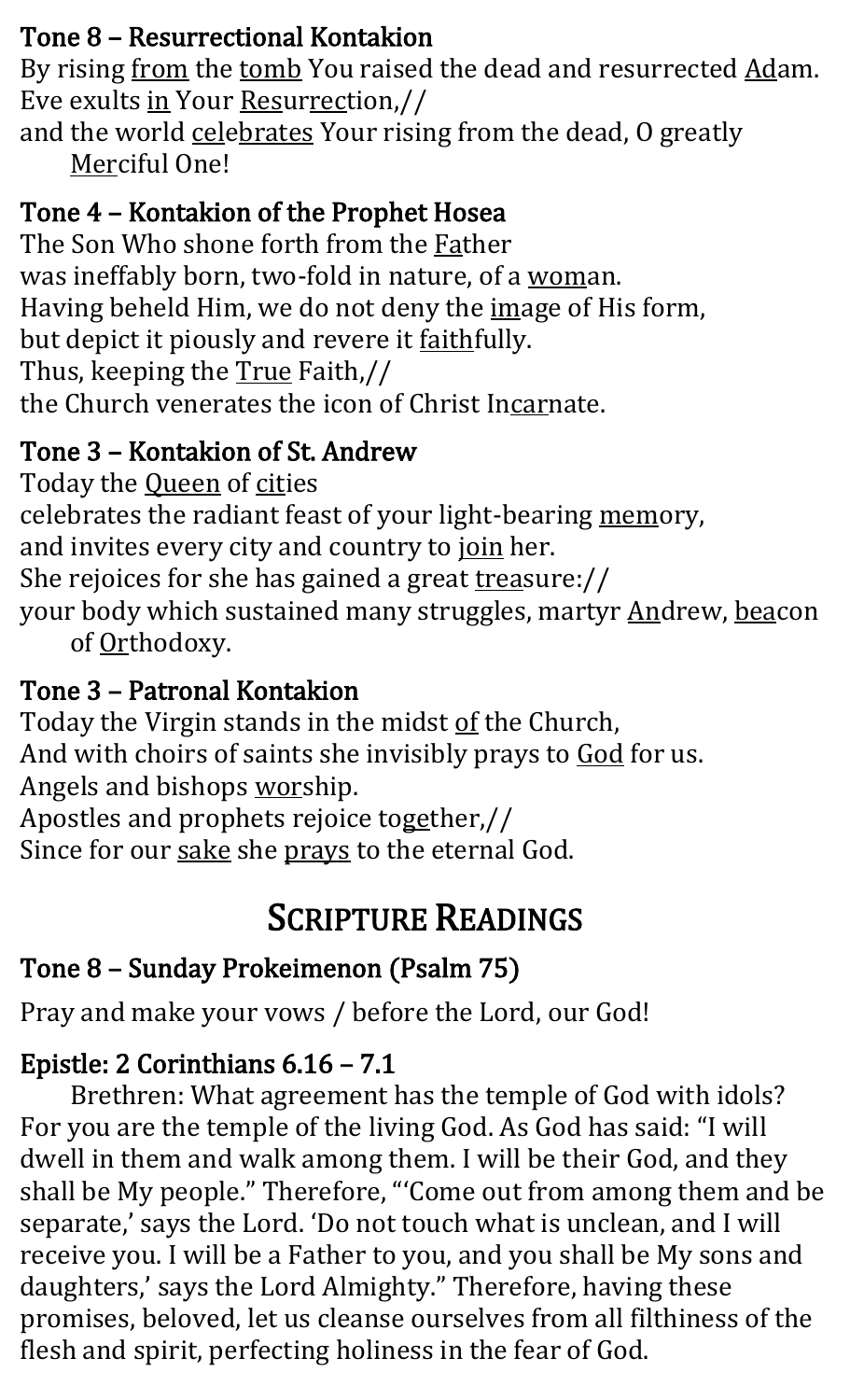### Tone 8 – Resurrectional Kontakion

By rising from the tomb You raised the dead and resurrected Adam.
Eve exults in Your Resurrection,//
and the world celebrates Your rising from the dead, O greatly Merciful One!

### Tone 4 – Kontakion of the Prophet Hosea

The Son Who shone forth from the Father
was ineffably born, two-fold in nature, of a woman.
Having beheld Him, we do not deny the image of His form,
but depict it piously and revere it faithfully.
Thus, keeping the True Faith,//
the Church venerates the icon of Christ Incarnate.

### Tone 3 – Kontakion of St. Andrew

Today the Queen of cities
celebrates the radiant feast of your light-bearing memory,
and invites every city and country to join her.
She rejoices for she has gained a great treasure://
your body which sustained many struggles, martyr Andrew, beacon of Orthodoxy.

### Tone 3 – Patronal Kontakion

Today the Virgin stands in the midst of the Church,
And with choirs of saints she invisibly prays to God for us.
Angels and bishops worship.
Apostles and prophets rejoice together,//
Since for our sake she prays to the eternal God.

## Scripture Readings

### Tone 8 – Sunday Prokeimenon (Psalm 75)

Pray and make your vows / before the Lord, our God!

### Epistle: 2 Corinthians 6.16 – 7.1

Brethren: What agreement has the temple of God with idols? For you are the temple of the living God. As God has said: "I will dwell in them and walk among them. I will be their God, and they shall be My people." Therefore, "'Come out from among them and be separate,' says the Lord. 'Do not touch what is unclean, and I will receive you. I will be a Father to you, and you shall be My sons and daughters,' says the Lord Almighty." Therefore, having these promises, beloved, let us cleanse ourselves from all filthiness of the flesh and spirit, perfecting holiness in the fear of God.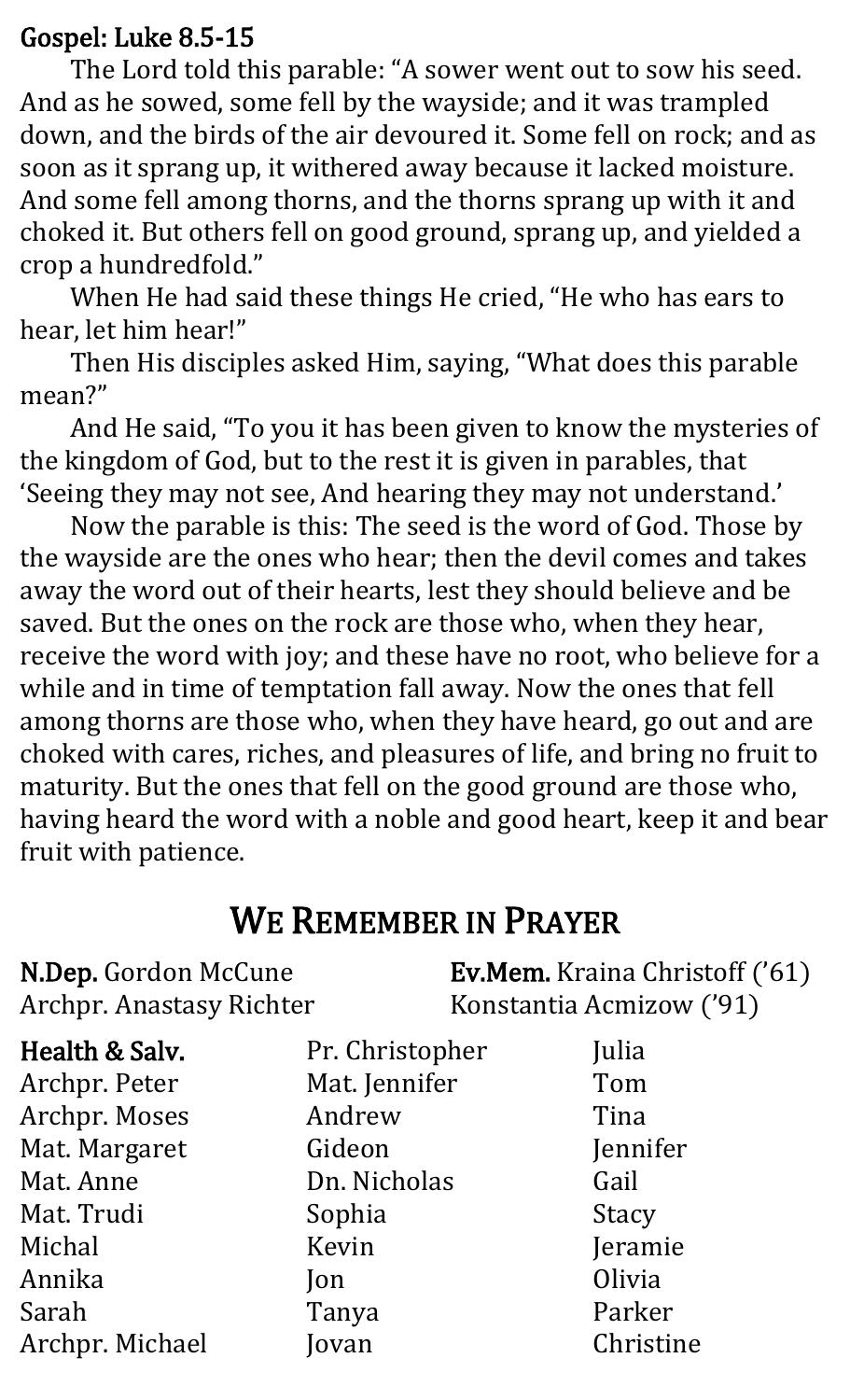**Gospel: Luke 8.5-15**

The Lord told this parable: "A sower went out to sow his seed. And as he sowed, some fell by the wayside; and it was trampled down, and the birds of the air devoured it. Some fell on rock; and as soon as it sprang up, it withered away because it lacked moisture. And some fell among thorns, and the thorns sprang up with it and choked it. But others fell on good ground, sprang up, and yielded a crop a hundredfold."

When He had said these things He cried, "He who has ears to hear, let him hear!"

Then His disciples asked Him, saying, "What does this parable mean?"

And He said, "To you it has been given to know the mysteries of the kingdom of God, but to the rest it is given in parables, that 'Seeing they may not see, And hearing they may not understand.'

Now the parable is this: The seed is the word of God. Those by the wayside are the ones who hear; then the devil comes and takes away the word out of their hearts, lest they should believe and be saved. But the ones on the rock are those who, when they hear, receive the word with joy; and these have no root, who believe for a while and in time of temptation fall away. Now the ones that fell among thorns are those who, when they have heard, go out and are choked with cares, riches, and pleasures of life, and bring no fruit to maturity. But the ones that fell on the good ground are those who, having heard the word with a noble and good heart, keep it and bear fruit with patience.

## We Remember in Prayer

**N.Dep.** Gordon McCune
Archpr. Anastasy Richter

**Ev.Mem.** Kraina Christoff ('61)
Konstantia Acmizow ('91)

**Health & Salv.**
Archpr. Peter
Archpr. Moses
Mat. Margaret
Mat. Anne
Mat. Trudi
Michal
Annika
Sarah
Archpr. Michael
Pr. Christopher
Mat. Jennifer
Andrew
Gideon
Dn. Nicholas
Sophia
Kevin
Jon
Tanya
Jovan
Julia
Tom
Tina
Jennifer
Gail
Stacy
Jeramie
Olivia
Parker
Christine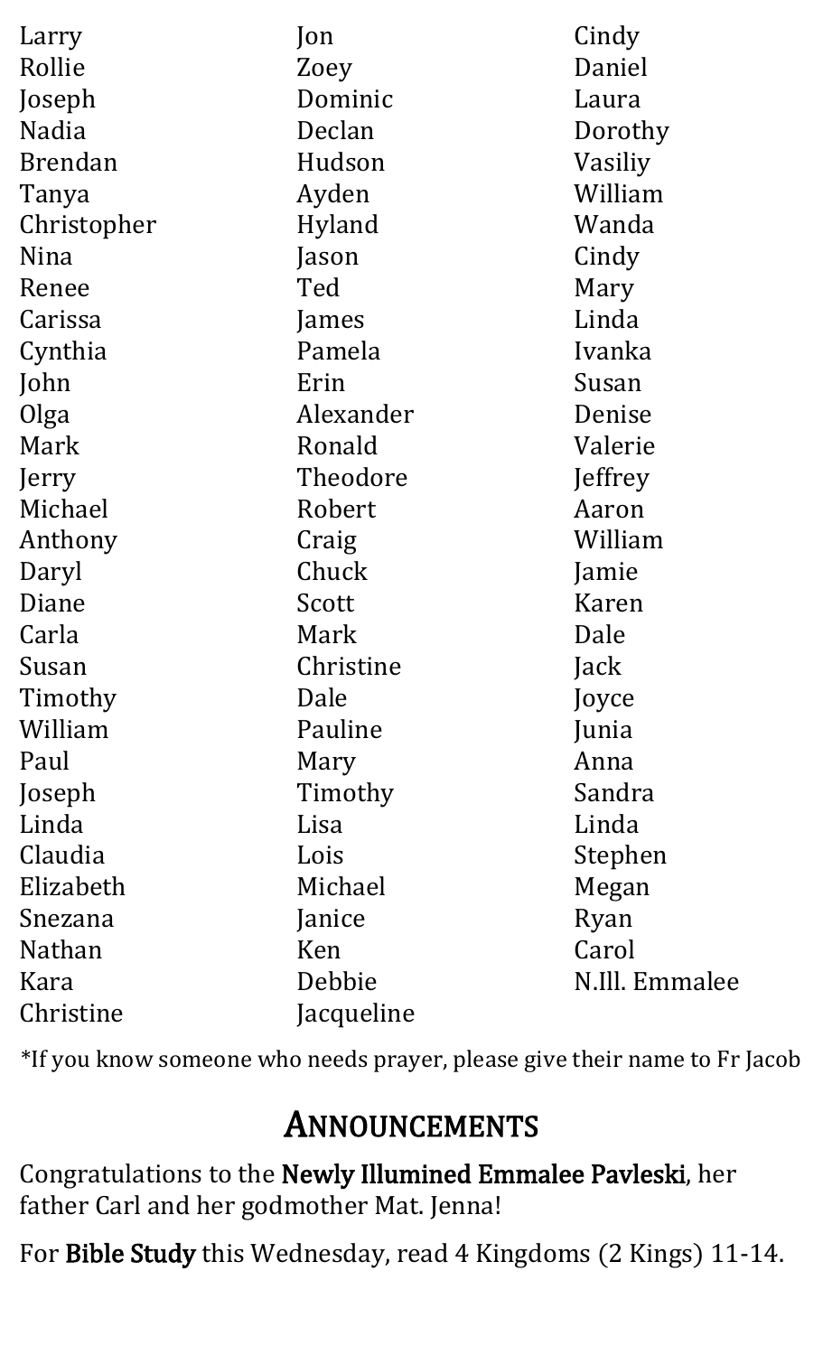Larry
Rollie
Joseph
Nadia
Brendan
Tanya
Christopher
Nina
Renee
Carissa
Cynthia
John
Olga
Mark
Jerry
Michael
Anthony
Daryl
Diane
Carla
Susan
Timothy
William
Paul
Joseph
Linda
Claudia
Elizabeth
Snezana
Nathan
Kara
Christine
Jon
Zoey
Dominic
Declan
Hudson
Ayden
Hyland
Jason
Ted
James
Pamela
Erin
Alexander
Ronald
Theodore
Robert
Craig
Chuck
Scott
Mark
Christine
Dale
Pauline
Mary
Timothy
Lisa
Lois
Michael
Janice
Ken
Debbie
Jacqueline
Cindy
Daniel
Laura
Dorothy
Vasiliy
William
Wanda
Cindy
Mary
Linda
Ivanka
Susan
Denise
Valerie
Jeffrey
Aaron
William
Jamie
Karen
Dale
Jack
Joyce
Junia
Anna
Sandra
Linda
Stephen
Megan
Ryan
Carol
N.Ill. Emmalee

*If you know someone who needs prayer, please give their name to Fr Jacob

## Announcements

Congratulations to the **Newly Illumined Emmalee Pavleski**, her father Carl and her godmother Mat. Jenna!

For **Bible Study** this Wednesday, read 4 Kingdoms (2 Kings) 11-14.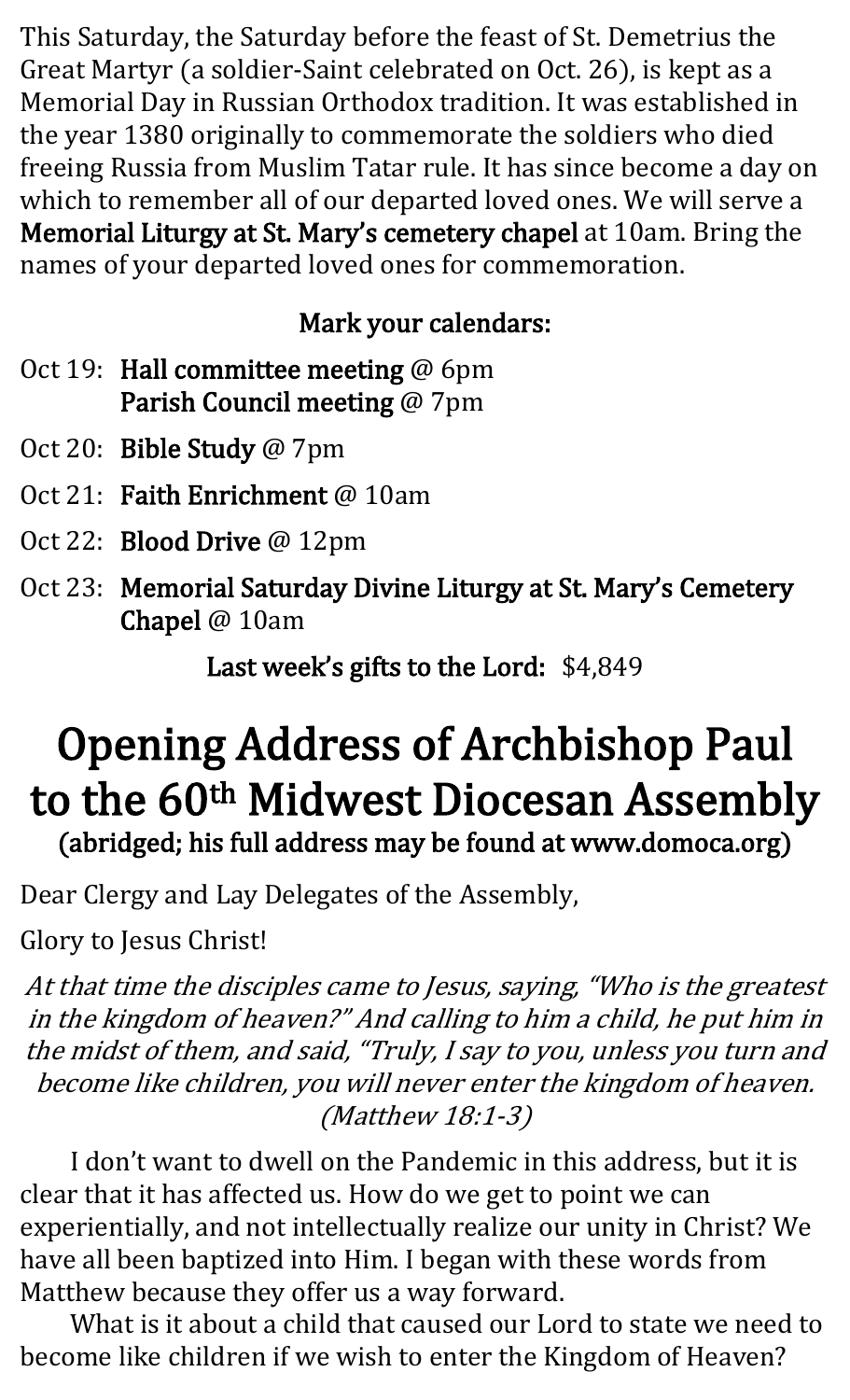This Saturday, the Saturday before the feast of St. Demetrius the Great Martyr (a soldier-Saint celebrated on Oct. 26), is kept as a Memorial Day in Russian Orthodox tradition. It was established in the year 1380 originally to commemorate the soldiers who died freeing Russia from Muslim Tatar rule. It has since become a day on which to remember all of our departed loved ones. We will serve a **Memorial Liturgy at St. Mary's cemetery chapel** at 10am. Bring the names of your departed loved ones for commemoration.

**Mark your calendars:**

- Oct 19: **Hall committee meeting** @ 6pm
  **Parish Council meeting** @ 7pm
- Oct 20: **Bible Study** @ 7pm
- Oct 21: **Faith Enrichment** @ 10am
- Oct 22: **Blood Drive** @ 12pm
- Oct 23: **Memorial Saturday Divine Liturgy at St. Mary's Cemetery Chapel** @ 10am

**Last week's gifts to the Lord:** $4,849

# Opening Address of Archbishop Paul to the 60th Midwest Diocesan Assembly

**(abridged; his full address may be found at www.domoca.org)**

Dear Clergy and Lay Delegates of the Assembly,

Glory to Jesus Christ!

*At that time the disciples came to Jesus, saying, "Who is the greatest in the kingdom of heaven?" And calling to him a child, he put him in the midst of them, and said, "Truly, I say to you, unless you turn and become like children, you will never enter the kingdom of heaven. (Matthew 18:1-3)*

I don't want to dwell on the Pandemic in this address, but it is clear that it has affected us. How do we get to point we can experientially, and not intellectually realize our unity in Christ? We have all been baptized into Him. I began with these words from Matthew because they offer us a way forward.

What is it about a child that caused our Lord to state we need to become like children if we wish to enter the Kingdom of Heaven?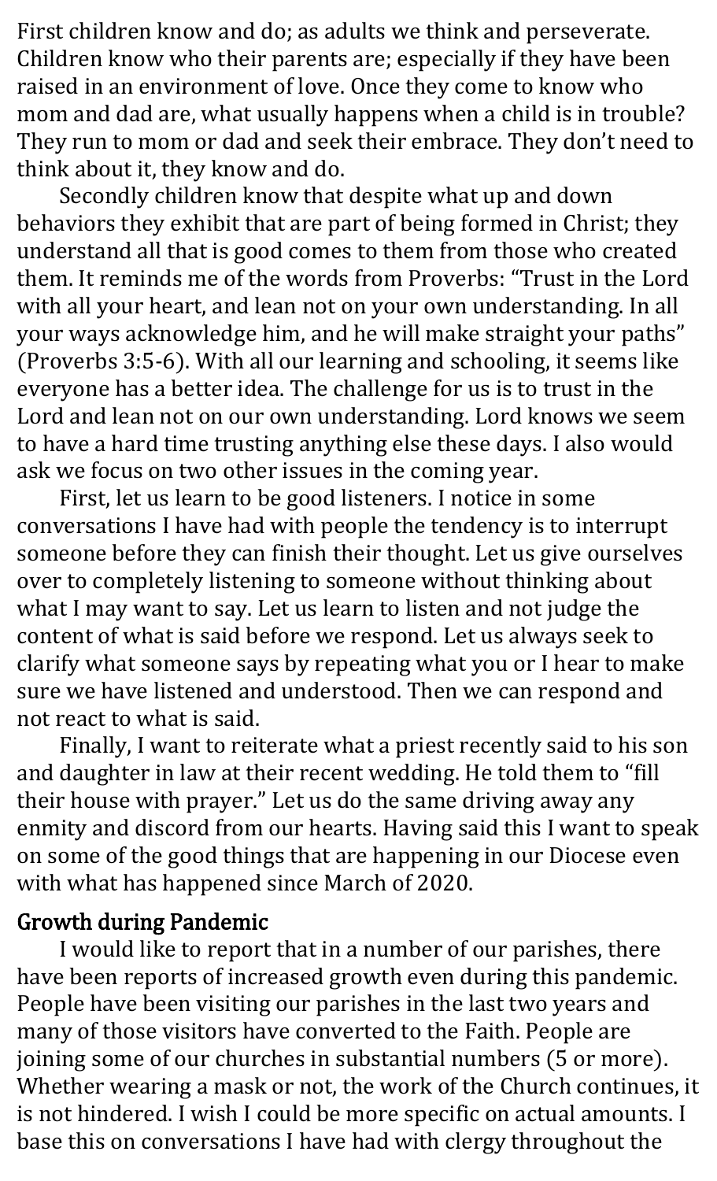First children know and do; as adults we think and perseverate. Children know who their parents are; especially if they have been raised in an environment of love. Once they come to know who mom and dad are, what usually happens when a child is in trouble? They run to mom or dad and seek their embrace. They don't need to think about it, they know and do.

Secondly children know that despite what up and down behaviors they exhibit that are part of being formed in Christ; they understand all that is good comes to them from those who created them. It reminds me of the words from Proverbs: "Trust in the Lord with all your heart, and lean not on your own understanding. In all your ways acknowledge him, and he will make straight your paths" (Proverbs 3:5-6). With all our learning and schooling, it seems like everyone has a better idea. The challenge for us is to trust in the Lord and lean not on our own understanding. Lord knows we seem to have a hard time trusting anything else these days. I also would ask we focus on two other issues in the coming year.

First, let us learn to be good listeners. I notice in some conversations I have had with people the tendency is to interrupt someone before they can finish their thought. Let us give ourselves over to completely listening to someone without thinking about what I may want to say. Let us learn to listen and not judge the content of what is said before we respond. Let us always seek to clarify what someone says by repeating what you or I hear to make sure we have listened and understood. Then we can respond and not react to what is said.

Finally, I want to reiterate what a priest recently said to his son and daughter in law at their recent wedding. He told them to "fill their house with prayer." Let us do the same driving away any enmity and discord from our hearts. Having said this I want to speak on some of the good things that are happening in our Diocese even with what has happened since March of 2020.

## Growth during Pandemic

I would like to report that in a number of our parishes, there have been reports of increased growth even during this pandemic. People have been visiting our parishes in the last two years and many of those visitors have converted to the Faith. People are joining some of our churches in substantial numbers (5 or more). Whether wearing a mask or not, the work of the Church continues, it is not hindered. I wish I could be more specific on actual amounts. I base this on conversations I have had with clergy throughout the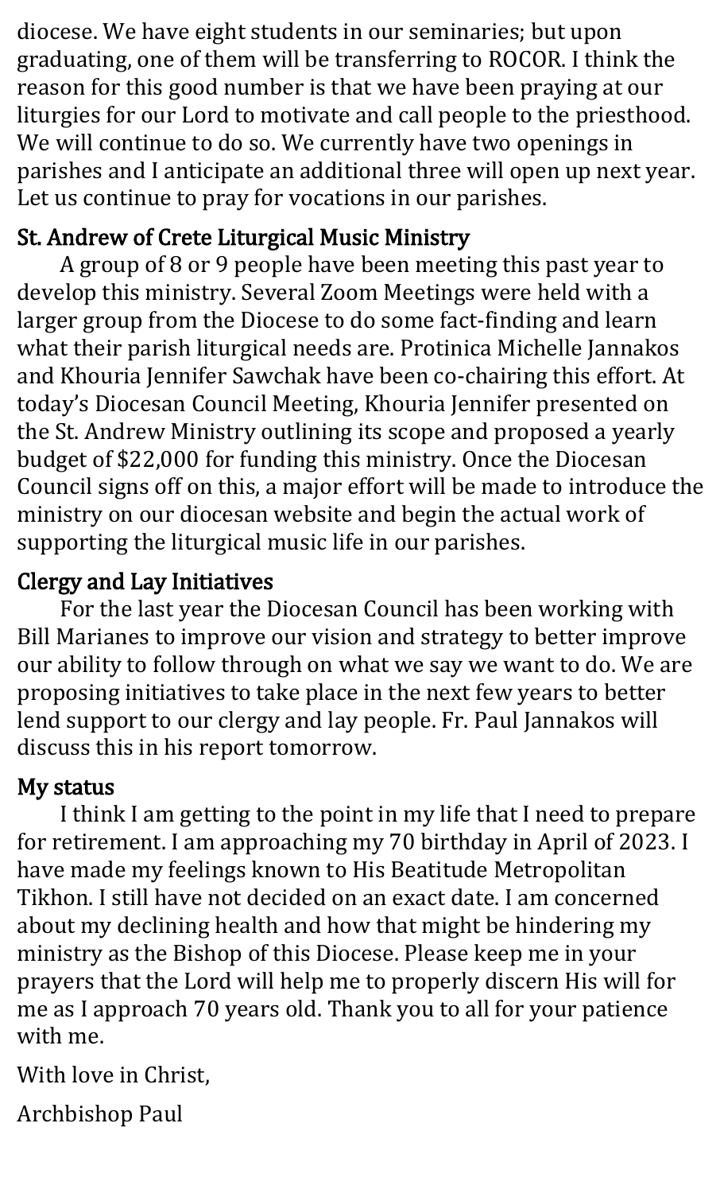diocese. We have eight students in our seminaries; but upon graduating, one of them will be transferring to ROCOR. I think the reason for this good number is that we have been praying at our liturgies for our Lord to motivate and call people to the priesthood. We will continue to do so. We currently have two openings in parishes and I anticipate an additional three will open up next year. Let us continue to pray for vocations in our parishes.

### St. Andrew of Crete Liturgical Music Ministry

A group of 8 or 9 people have been meeting this past year to develop this ministry. Several Zoom Meetings were held with a larger group from the Diocese to do some fact-finding and learn what their parish liturgical needs are. Protinica Michelle Jannakos and Khouria Jennifer Sawchak have been co-chairing this effort. At today's Diocesan Council Meeting, Khouria Jennifer presented on the St. Andrew Ministry outlining its scope and proposed a yearly budget of $22,000 for funding this ministry. Once the Diocesan Council signs off on this, a major effort will be made to introduce the ministry on our diocesan website and begin the actual work of supporting the liturgical music life in our parishes.

### Clergy and Lay Initiatives

For the last year the Diocesan Council has been working with Bill Marianes to improve our vision and strategy to better improve our ability to follow through on what we say we want to do. We are proposing initiatives to take place in the next few years to better lend support to our clergy and lay people. Fr. Paul Jannakos will discuss this in his report tomorrow.

### My status

I think I am getting to the point in my life that I need to prepare for retirement. I am approaching my 70 birthday in April of 2023. I have made my feelings known to His Beatitude Metropolitan Tikhon. I still have not decided on an exact date. I am concerned about my declining health and how that might be hindering my ministry as the Bishop of this Diocese. Please keep me in your prayers that the Lord will help me to properly discern His will for me as I approach 70 years old. Thank you to all for your patience with me.

With love in Christ,

Archbishop Paul